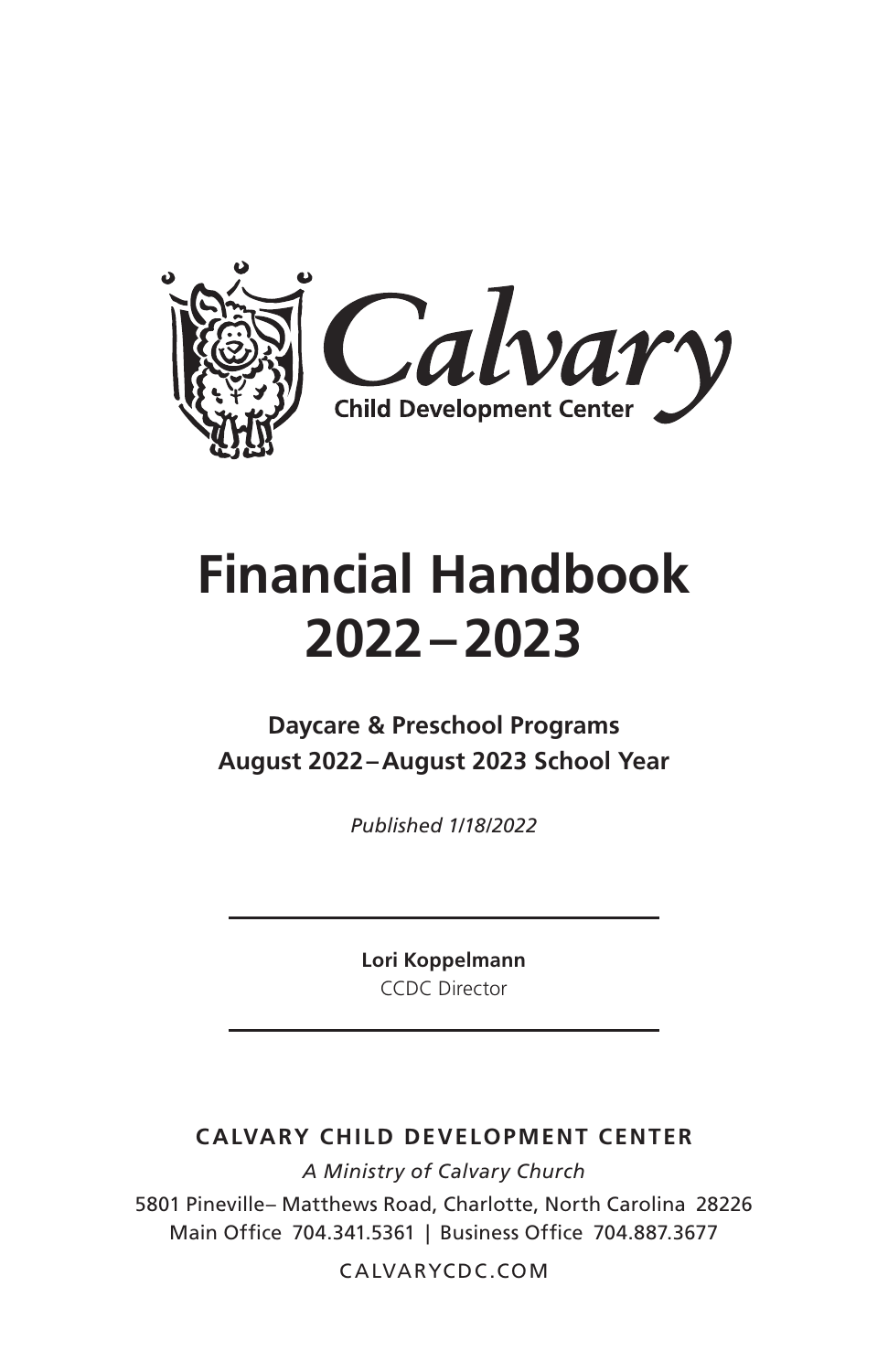Calvary
Child Development Center

# Financial Handbook 2022 – 2023

**Daycare & Preschool Programs**
**August 2022 – August 2023 School Year**

*Published 1/18/2022*

---

**Lori Koppelmann**
CCDC Director

---

**CALVARY CHILD DEVELOPMENT CENTER**

*A Ministry of Calvary Church*

5801 Pineville– Matthews Road, Charlotte, North Carolina 28226
Main Office 704.341.5361 | Business Office 704.887.3677

CALVARYCDC.COM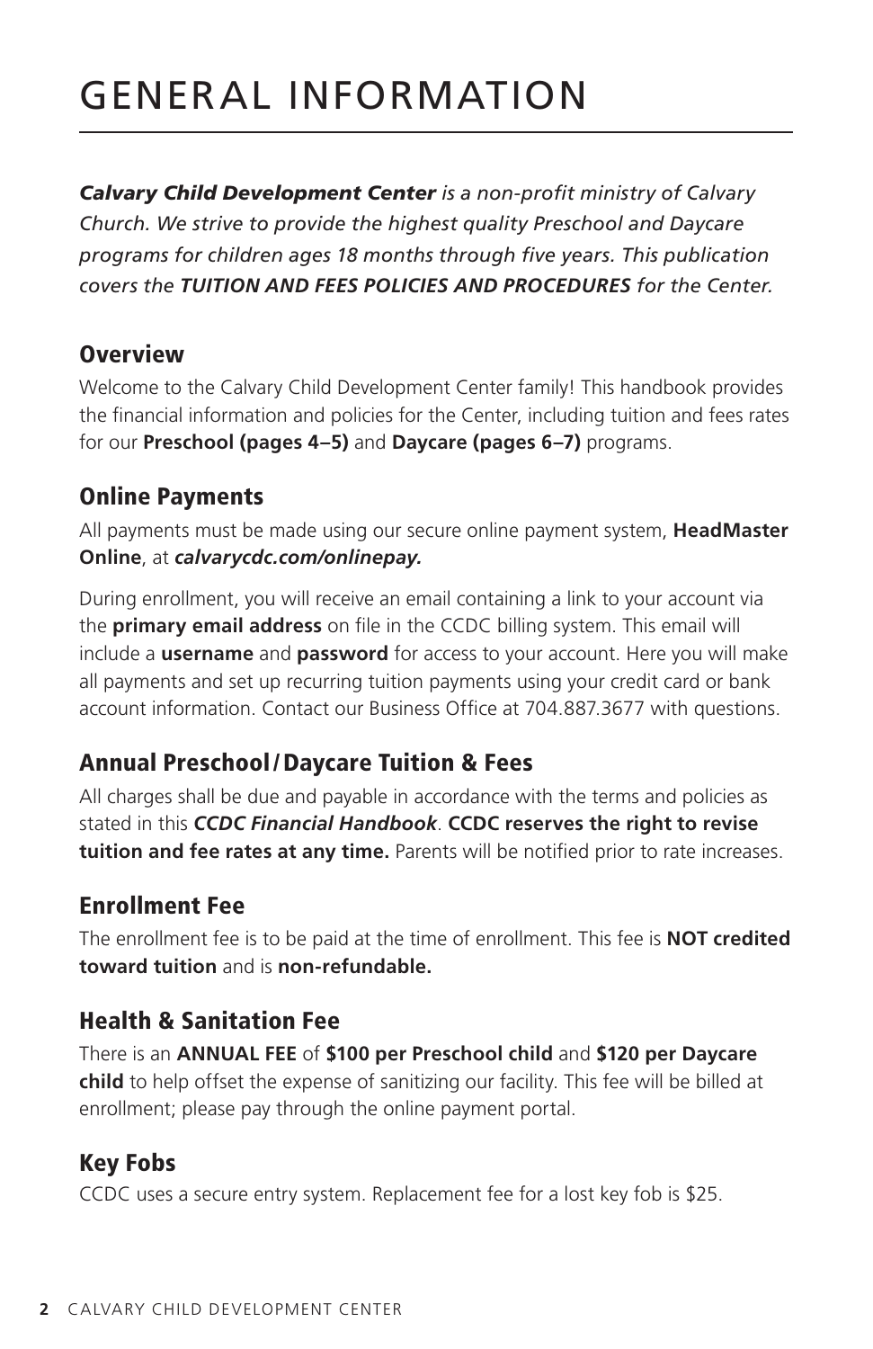# GENERAL INFORMATION

***Calvary Child Development Center*** *is a non-profit ministry of Calvary Church. We strive to provide the highest quality Preschool and Daycare programs for children ages 18 months through five years. This publication covers the* ***TUITION AND FEES POLICIES AND PROCEDURES*** *for the Center.*

## Overview

Welcome to the Calvary Child Development Center family! This handbook provides the financial information and policies for the Center, including tuition and fees rates for our **Preschool (pages 4–5)** and **Daycare (pages 6–7)** programs.

## Online Payments

All payments must be made using our secure online payment system, **HeadMaster Online**, at ***calvarycdc.com/onlinepay.***

During enrollment, you will receive an email containing a link to your account via the **primary email address** on file in the CCDC billing system. This email will include a **username** and **password** for access to your account. Here you will make all payments and set up recurring tuition payments using your credit card or bank account information. Contact our Business Office at 704.887.3677 with questions.

## Annual Preschool/Daycare Tuition & Fees

All charges shall be due and payable in accordance with the terms and policies as stated in this ***CCDC Financial Handbook***. **CCDC reserves the right to revise tuition and fee rates at any time.** Parents will be notified prior to rate increases.

## Enrollment Fee

The enrollment fee is to be paid at the time of enrollment. This fee is **NOT credited toward tuition** and is **non-refundable.**

## Health & Sanitation Fee

There is an **ANNUAL FEE** of **$100 per Preschool child** and **$120 per Daycare child** to help offset the expense of sanitizing our facility. This fee will be billed at enrollment; please pay through the online payment portal.

## Key Fobs

CCDC uses a secure entry system. Replacement fee for a lost key fob is $25.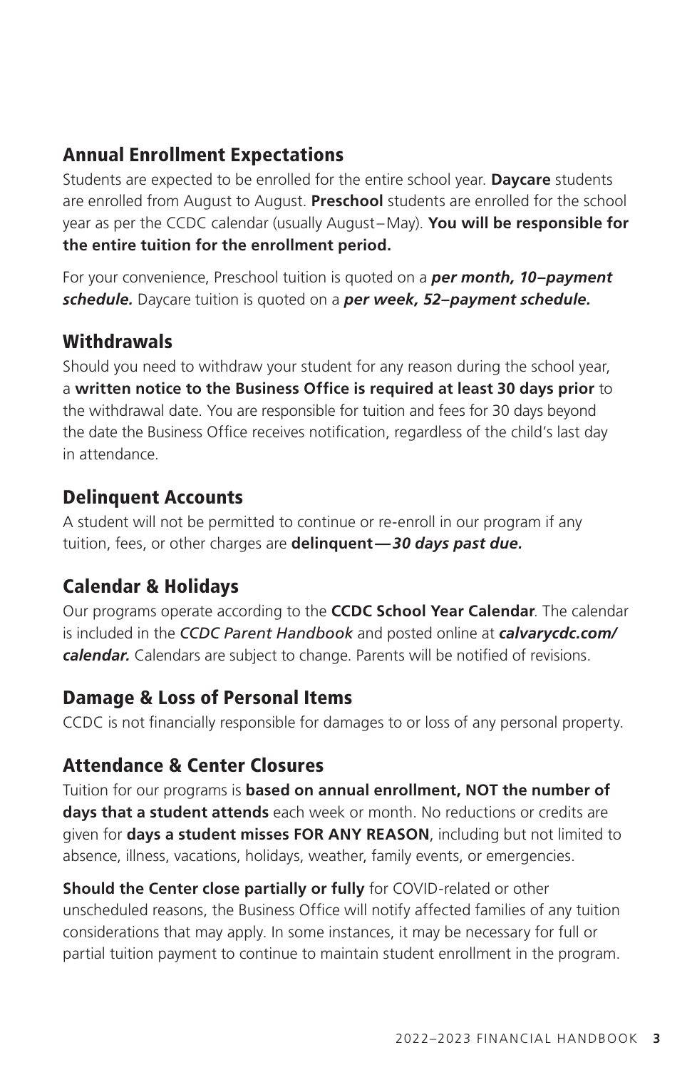## Annual Enrollment Expectations

Students are expected to be enrolled for the entire school year. **Daycare** students are enrolled from August to August. **Preschool** students are enrolled for the school year as per the CCDC calendar (usually August–May). **You will be responsible for the entire tuition for the enrollment period.**

For your convenience, Preschool tuition is quoted on a ***per month, 10–payment schedule.*** Daycare tuition is quoted on a ***per week, 52–payment schedule.***

## Withdrawals

Should you need to withdraw your student for any reason during the school year, a **written notice to the Business Office is required at least 30 days prior** to the withdrawal date. You are responsible for tuition and fees for 30 days beyond the date the Business Office receives notification, regardless of the child's last day in attendance.

## Delinquent Accounts

A student will not be permitted to continue or re-enroll in our program if any tuition, fees, or other charges are **delinquent—*30 days past due.***

## Calendar & Holidays

Our programs operate according to the **CCDC School Year Calendar**. The calendar is included in the ***CCDC Parent Handbook*** and posted online at ***calvarycdc.com/calendar.*** Calendars are subject to change. Parents will be notified of revisions.

## Damage & Loss of Personal Items

CCDC is not financially responsible for damages to or loss of any personal property.

## Attendance & Center Closures

Tuition for our programs is **based on annual enrollment, NOT the number of days that a student attends** each week or month. No reductions or credits are given for **days a student misses FOR ANY REASON**, including but not limited to absence, illness, vacations, holidays, weather, family events, or emergencies.

**Should the Center close partially or fully** for COVID-related or other unscheduled reasons, the Business Office will notify affected families of any tuition considerations that may apply. In some instances, it may be necessary for full or partial tuition payment to continue to maintain student enrollment in the program.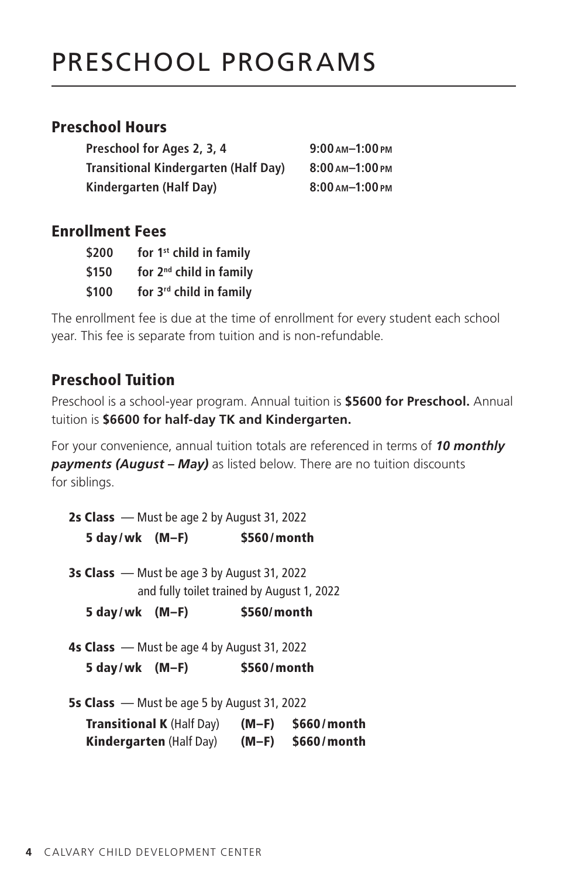# PRESCHOOL PROGRAMS

## Preschool Hours

| | |
|---|---|
| **Preschool for Ages 2, 3, 4** | **9:00 AM–1:00 PM** |
| **Transitional Kindergarten (Half Day)** | **8:00 AM–1:00 PM** |
| **Kindergarten (Half Day)** | **8:00 AM–1:00 PM** |

## Enrollment Fees

| | |
|---|---|
| **$200** | **for 1st child in family** |
| **$150** | **for 2nd child in family** |
| **$100** | **for 3rd child in family** |

The enrollment fee is due at the time of enrollment for every student each school year. This fee is separate from tuition and is non-refundable.

## Preschool Tuition

Preschool is a school-year program. Annual tuition is **$5600 for Preschool.** Annual tuition is **$6600 for half-day TK and Kindergarten.**

For your convenience, annual tuition totals are referenced in terms of ***10 monthly payments (August – May)*** as listed below. There are no tuition discounts for siblings.

**2s Class** — Must be age 2 by August 31, 2022

**5 day/wk (M–F) $560/month**

**3s Class** — Must be age 3 by August 31, 2022 and fully toilet trained by August 1, 2022

**5 day/wk (M–F) $560/month**

**4s Class** — Must be age 4 by August 31, 2022

**5 day/wk (M–F) $560/month**

**5s Class** — Must be age 5 by August 31, 2022

**Transitional K** (Half Day) **(M–F) $660/month**

**Kindergarten** (Half Day) **(M–F) $660/month**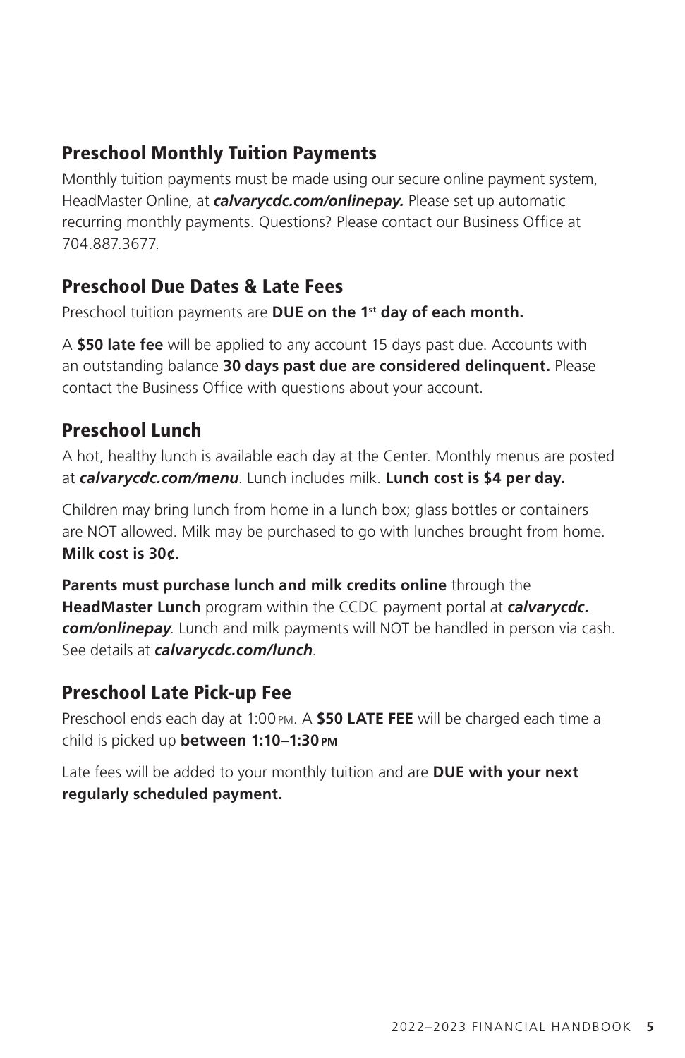## Preschool Monthly Tuition Payments

Monthly tuition payments must be made using our secure online payment system, HeadMaster Online, at ***calvarycdc.com/onlinepay.*** Please set up automatic recurring monthly payments. Questions? Please contact our Business Office at 704.887.3677.

## Preschool Due Dates & Late Fees

Preschool tuition payments are **DUE on the 1st day of each month.**

A **$50 late fee** will be applied to any account 15 days past due. Accounts with an outstanding balance **30 days past due are considered delinquent.** Please contact the Business Office with questions about your account.

## Preschool Lunch

A hot, healthy lunch is available each day at the Center. Monthly menus are posted at ***calvarycdc.com/menu***. Lunch includes milk. **Lunch cost is $4 per day.**

Children may bring lunch from home in a lunch box; glass bottles or containers are NOT allowed. Milk may be purchased to go with lunches brought from home. **Milk cost is 30¢.**

**Parents must purchase lunch and milk credits online** through the **HeadMaster Lunch** program within the CCDC payment portal at ***calvarycdc.com/onlinepay***. Lunch and milk payments will NOT be handled in person via cash. See details at ***calvarycdc.com/lunch***.

## Preschool Late Pick-up Fee

Preschool ends each day at 1:00 PM. A **$50 LATE FEE** will be charged each time a child is picked up **between 1:10–1:30 PM**

Late fees will be added to your monthly tuition and are **DUE with your next regularly scheduled payment.**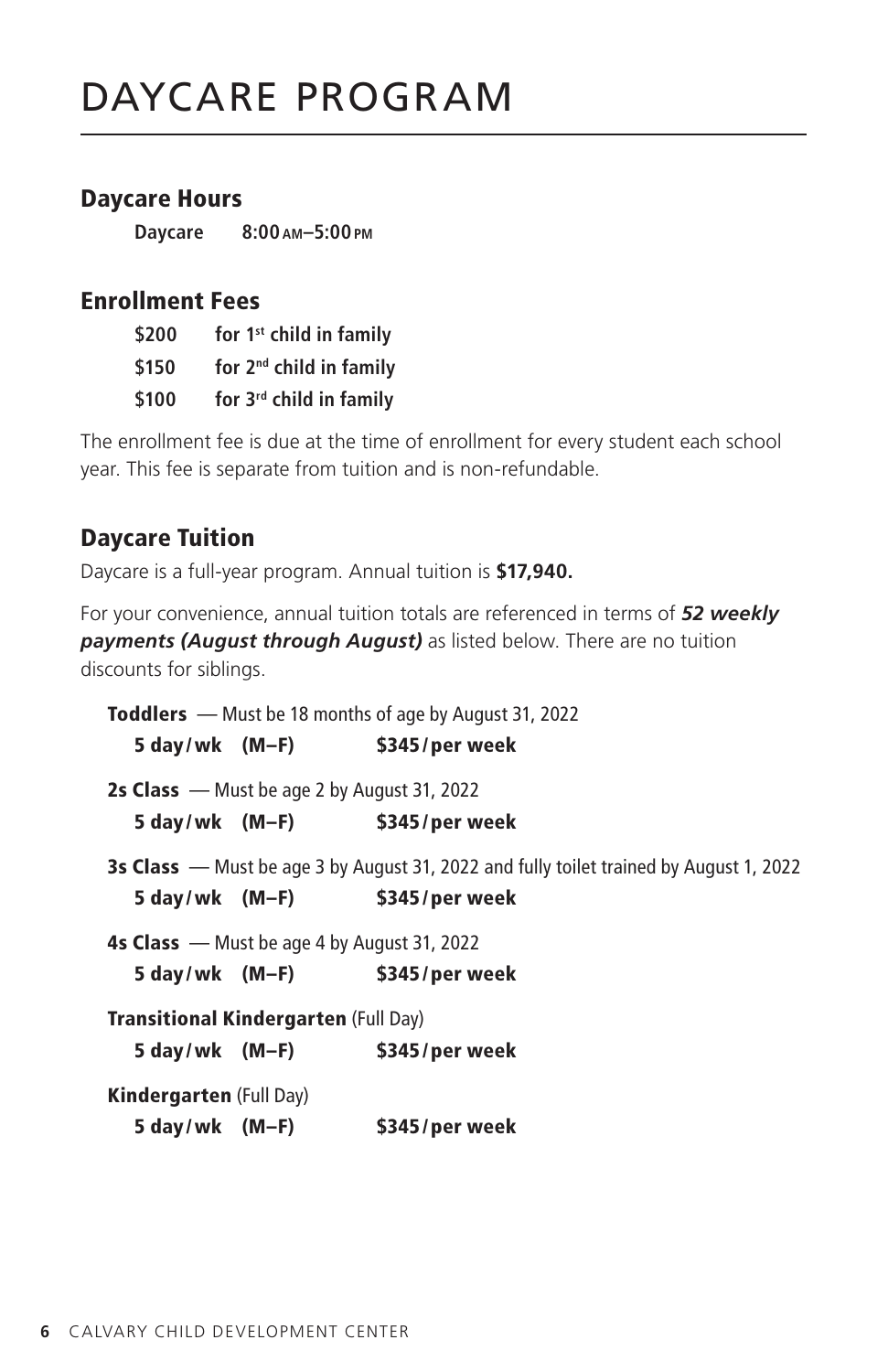# DAYCARE PROGRAM

## Daycare Hours

**Daycare** **8:00 AM–5:00 PM**

## Enrollment Fees

**$200** **for 1st child in family**
**$150** **for 2nd child in family**
**$100** **for 3rd child in family**

The enrollment fee is due at the time of enrollment for every student each school year. This fee is separate from tuition and is non-refundable.

## Daycare Tuition

Daycare is a full-year program. Annual tuition is **$17,940.**

For your convenience, annual tuition totals are referenced in terms of ***52 weekly payments (August through August)*** as listed below. There are no tuition discounts for siblings.

**Toddlers** — Must be 18 months of age by August 31, 2022
**5 day/wk (M–F)** **$345/per week**

**2s Class** — Must be age 2 by August 31, 2022
**5 day/wk (M–F)** **$345/per week**

**3s Class** — Must be age 3 by August 31, 2022 and fully toilet trained by August 1, 2022
**5 day/wk (M–F)** **$345/per week**

**4s Class** — Must be age 4 by August 31, 2022
**5 day/wk (M–F)** **$345/per week**

**Transitional Kindergarten** (Full Day)
**5 day/wk (M–F)** **$345/per week**

**Kindergarten** (Full Day)
**5 day/wk (M–F)** **$345/per week**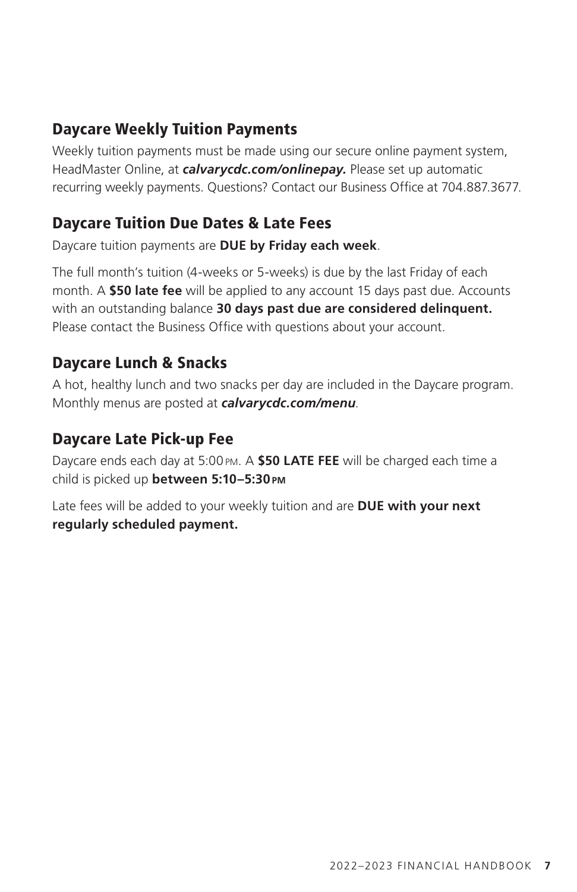## Daycare Weekly Tuition Payments

Weekly tuition payments must be made using our secure online payment system, HeadMaster Online, at ***calvarycdc.com/onlinepay.*** Please set up automatic recurring weekly payments. Questions? Contact our Business Office at 704.887.3677.

## Daycare Tuition Due Dates & Late Fees

Daycare tuition payments are **DUE by Friday each week**.

The full month's tuition (4-weeks or 5-weeks) is due by the last Friday of each month. A **$50 late fee** will be applied to any account 15 days past due. Accounts with an outstanding balance **30 days past due are considered delinquent.** Please contact the Business Office with questions about your account.

## Daycare Lunch & Snacks

A hot, healthy lunch and two snacks per day are included in the Daycare program. Monthly menus are posted at ***calvarycdc.com/menu***.

## Daycare Late Pick-up Fee

Daycare ends each day at 5:00 PM. A **$50 LATE FEE** will be charged each time a child is picked up **between 5:10–5:30 PM**

Late fees will be added to your weekly tuition and are **DUE with your next regularly scheduled payment.**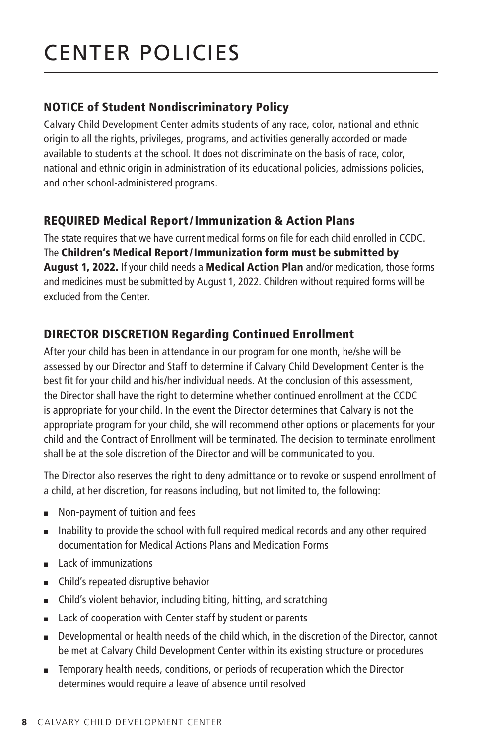# CENTER POLICIES

## NOTICE of Student Nondiscriminatory Policy

Calvary Child Development Center admits students of any race, color, national and ethnic origin to all the rights, privileges, programs, and activities generally accorded or made available to students at the school. It does not discriminate on the basis of race, color, national and ethnic origin in administration of its educational policies, admissions policies, and other school-administered programs.

## REQUIRED Medical Report / Immunization & Action Plans

The state requires that we have current medical forms on file for each child enrolled in CCDC. The **Children's Medical Report / Immunization form must be submitted by August 1, 2022.** If your child needs a **Medical Action Plan** and/or medication, those forms and medicines must be submitted by August 1, 2022. Children without required forms will be excluded from the Center.

## DIRECTOR DISCRETION Regarding Continued Enrollment

After your child has been in attendance in our program for one month, he/she will be assessed by our Director and Staff to determine if Calvary Child Development Center is the best fit for your child and his/her individual needs. At the conclusion of this assessment, the Director shall have the right to determine whether continued enrollment at the CCDC is appropriate for your child. In the event the Director determines that Calvary is not the appropriate program for your child, she will recommend other options or placements for your child and the Contract of Enrollment will be terminated. The decision to terminate enrollment shall be at the sole discretion of the Director and will be communicated to you.

The Director also reserves the right to deny admittance or to revoke or suspend enrollment of a child, at her discretion, for reasons including, but not limited to, the following:

- Non-payment of tuition and fees
- Inability to provide the school with full required medical records and any other required documentation for Medical Actions Plans and Medication Forms
- Lack of immunizations
- Child's repeated disruptive behavior
- Child's violent behavior, including biting, hitting, and scratching
- Lack of cooperation with Center staff by student or parents
- Developmental or health needs of the child which, in the discretion of the Director, cannot be met at Calvary Child Development Center within its existing structure or procedures
- Temporary health needs, conditions, or periods of recuperation which the Director determines would require a leave of absence until resolved